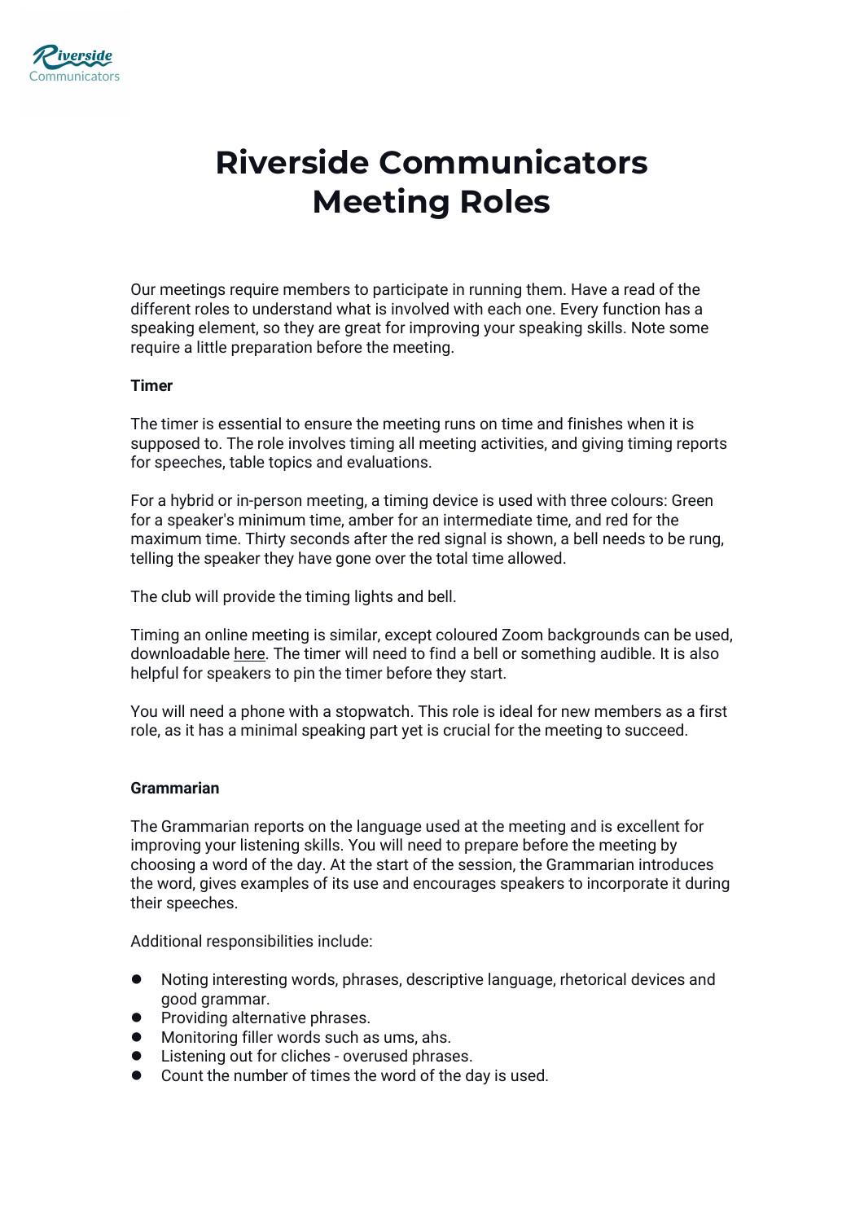# Riverside Communicators Meeting Roles

Our meetings require members to participate in running them. Have a read of the different roles to understand what is involved with each one. Every function has a speaking element, so they are great for improving your speaking skills. Note some require a little preparation before the meeting.

**Timer**

The timer is essential to ensure the meeting runs on time and finishes when it is supposed to. The role involves timing all meeting activities, and giving timing reports for speeches, table topics and evaluations.

For a hybrid or in-person meeting, a timing device is used with three colours: Green for a speaker's minimum time, amber for an intermediate time, and red for the maximum time. Thirty seconds after the red signal is shown, a bell needs to be rung, telling the speaker they have gone over the total time allowed.

The club will provide the timing lights and bell.

Timing an online meeting is similar, except coloured Zoom backgrounds can be used, downloadable here. The timer will need to find a bell or something audible. It is also helpful for speakers to pin the timer before they start.

You will need a phone with a stopwatch. This role is ideal for new members as a first role, as it has a minimal speaking part yet is crucial for the meeting to succeed.

**Grammarian**

The Grammarian reports on the language used at the meeting and is excellent for improving your listening skills. You will need to prepare before the meeting by choosing a word of the day. At the start of the session, the Grammarian introduces the word, gives examples of its use and encourages speakers to incorporate it during their speeches.

Additional responsibilities include:

- Noting interesting words, phrases, descriptive language, rhetorical devices and good grammar.
- Providing alternative phrases.
- Monitoring filler words such as ums, ahs.
- Listening out for cliches - overused phrases.
- Count the number of times the word of the day is used.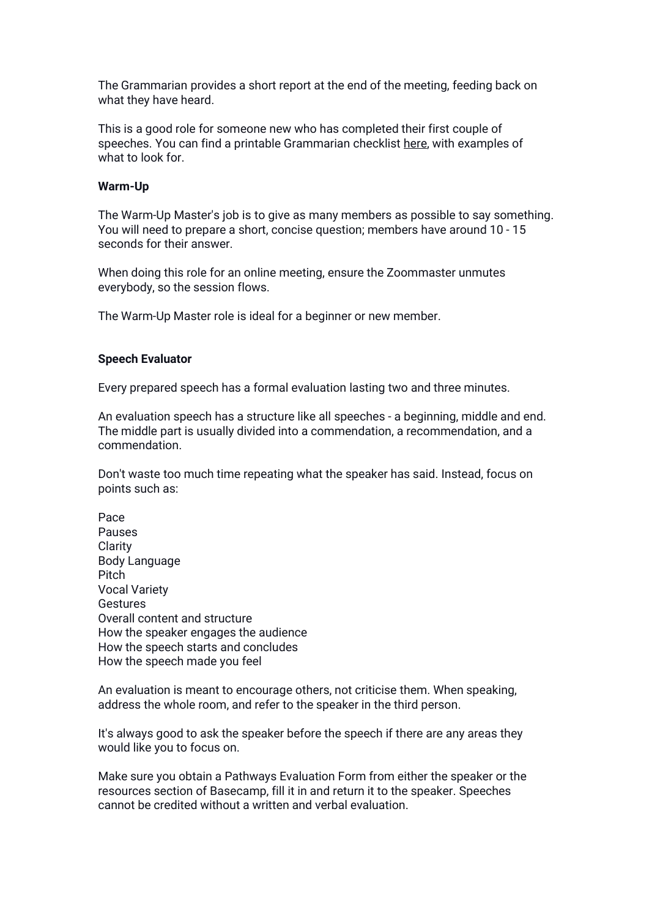The Grammarian provides a short report at the end of the meeting, feeding back on what they have heard.

This is a good role for someone new who has completed their first couple of speeches. You can find a printable Grammarian checklist here, with examples of what to look for.

**Warm-Up**

The Warm-Up Master's job is to give as many members as possible to say something. You will need to prepare a short, concise question; members have around 10 - 15 seconds for their answer.

When doing this role for an online meeting, ensure the Zoommaster unmutes everybody, so the session flows.

The Warm-Up Master role is ideal for a beginner or new member.

**Speech Evaluator**

Every prepared speech has a formal evaluation lasting two and three minutes.

An evaluation speech has a structure like all speeches - a beginning, middle and end. The middle part is usually divided into a commendation, a recommendation, and a commendation.

Don't waste too much time repeating what the speaker has said. Instead, focus on points such as:

Pace
Pauses
Clarity
Body Language
Pitch
Vocal Variety
Gestures
Overall content and structure
How the speaker engages the audience
How the speech starts and concludes
How the speech made you feel

An evaluation is meant to encourage others, not criticise them. When speaking, address the whole room, and refer to the speaker in the third person.

It's always good to ask the speaker before the speech if there are any areas they would like you to focus on.

Make sure you obtain a Pathways Evaluation Form from either the speaker or the resources section of Basecamp, fill it in and return it to the speaker. Speeches cannot be credited without a written and verbal evaluation.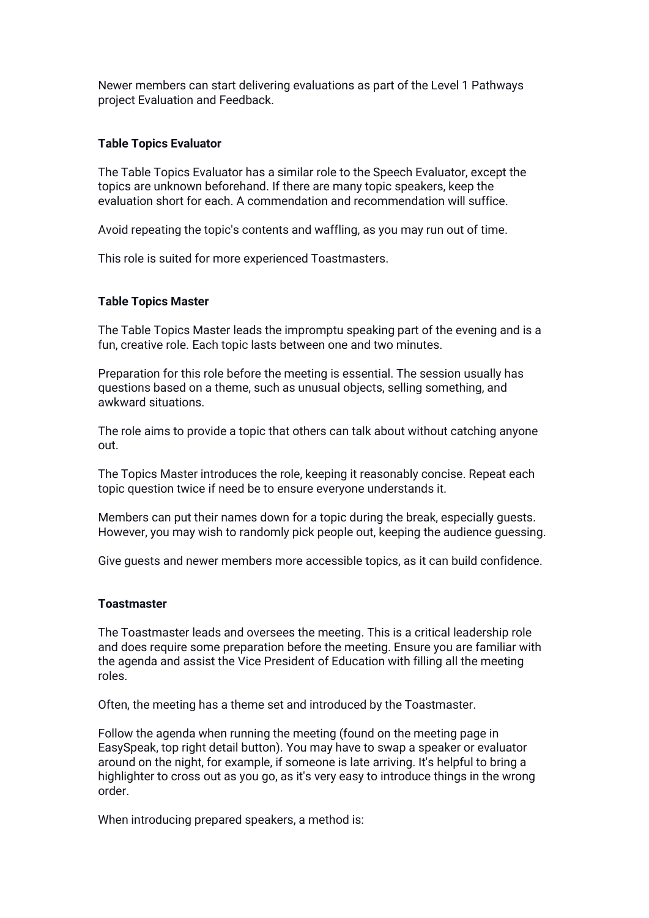Newer members can start delivering evaluations as part of the Level 1 Pathways project Evaluation and Feedback.

**Table Topics Evaluator**

The Table Topics Evaluator has a similar role to the Speech Evaluator, except the topics are unknown beforehand. If there are many topic speakers, keep the evaluation short for each. A commendation and recommendation will suffice.

Avoid repeating the topic's contents and waffling, as you may run out of time.

This role is suited for more experienced Toastmasters.

**Table Topics Master**

The Table Topics Master leads the impromptu speaking part of the evening and is a fun, creative role. Each topic lasts between one and two minutes.

Preparation for this role before the meeting is essential. The session usually has questions based on a theme, such as unusual objects, selling something, and awkward situations.

The role aims to provide a topic that others can talk about without catching anyone out.

The Topics Master introduces the role, keeping it reasonably concise. Repeat each topic question twice if need be to ensure everyone understands it.

Members can put their names down for a topic during the break, especially guests. However, you may wish to randomly pick people out, keeping the audience guessing.

Give guests and newer members more accessible topics, as it can build confidence.

**Toastmaster**

The Toastmaster leads and oversees the meeting. This is a critical leadership role and does require some preparation before the meeting. Ensure you are familiar with the agenda and assist the Vice President of Education with filling all the meeting roles.

Often, the meeting has a theme set and introduced by the Toastmaster.

Follow the agenda when running the meeting (found on the meeting page in EasySpeak, top right detail button). You may have to swap a speaker or evaluator around on the night, for example, if someone is late arriving. It's helpful to bring a highlighter to cross out as you go, as it's very easy to introduce things in the wrong order.

When introducing prepared speakers, a method is: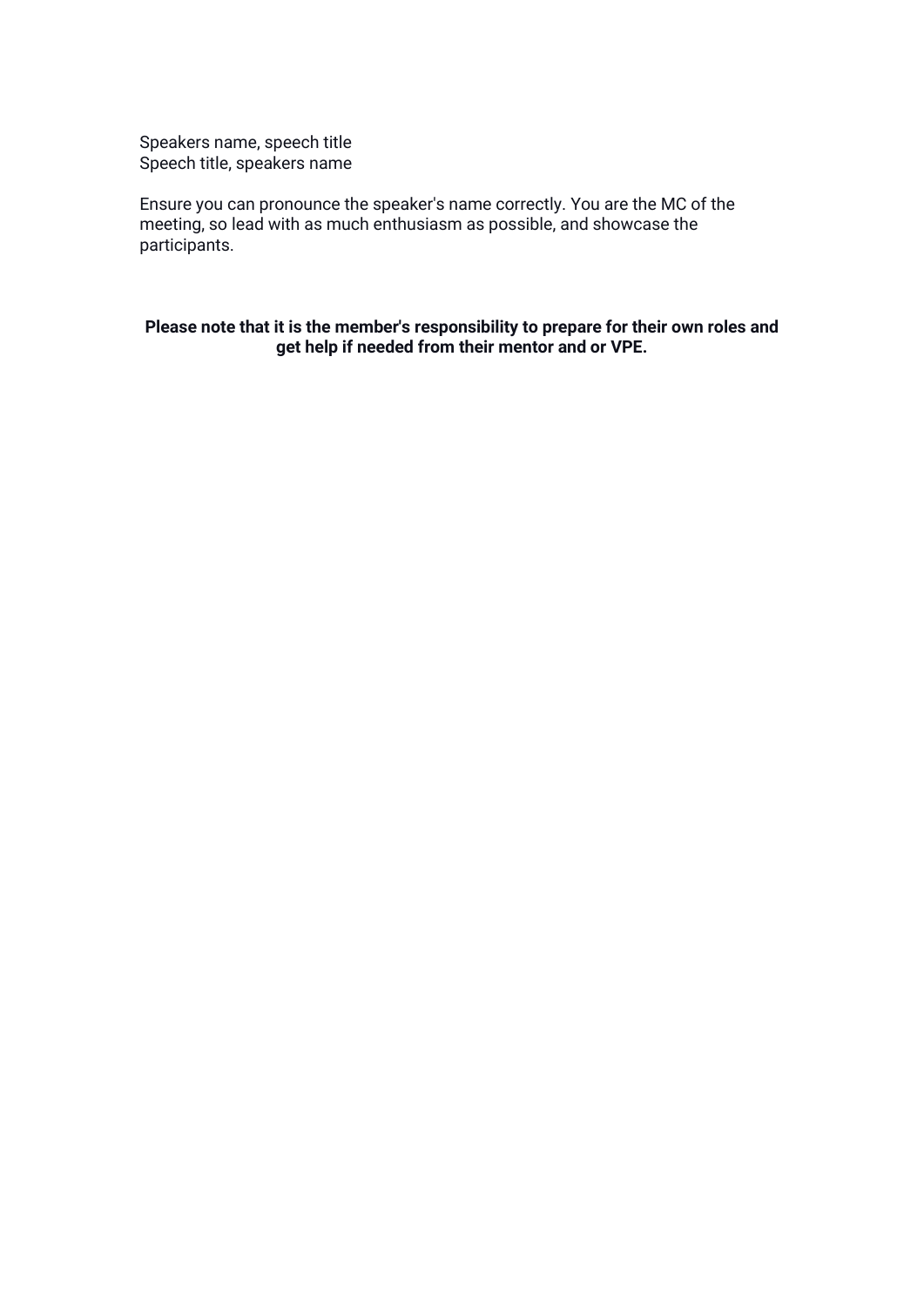Speakers name, speech title
Speech title, speakers name

Ensure you can pronounce the speaker's name correctly. You are the MC of the meeting, so lead with as much enthusiasm as possible, and showcase the participants.

**Please note that it is the member's responsibility to prepare for their own roles and get help if needed from their mentor and or VPE.**